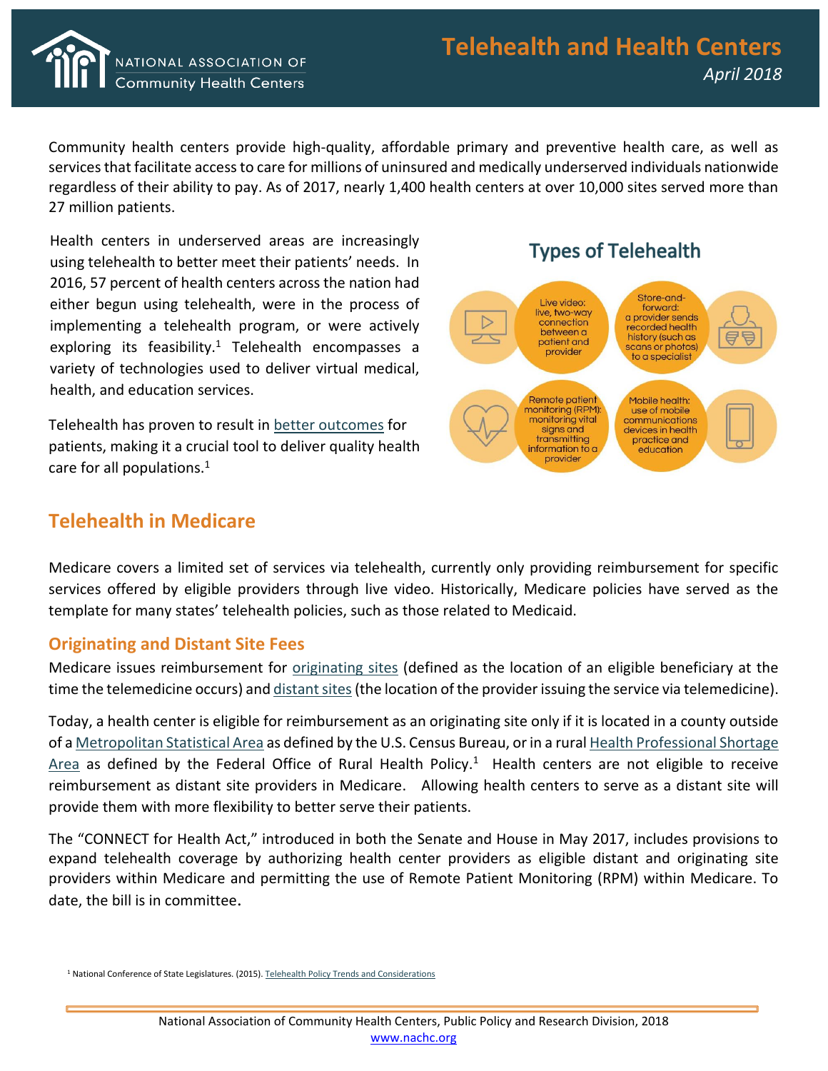# Telehealth and Health Centers

*April 2018*

Community health centers provide high-quality, affordable primary and preventive health care, as well as services that facilitate access to care for millions of uninsured and medically underserved individuals nationwide regardless of their ability to pay. As of 2017, nearly 1,400 health centers at over 10,000 sites served more than 27 million patients.

Health centers in underserved areas are increasingly using telehealth to better meet their patients' needs. In 2016, 57 percent of health centers across the nation had either begun using telehealth, were in the process of implementing a telehealth program, or were actively exploring its feasibility.[1] Telehealth encompasses a variety of technologies used to deliver virtual medical, health, and education services.

Telehealth has proven to result in better outcomes for patients, making it a crucial tool to deliver quality health care for all populations.[1]

### Types of Telehealth

- Live video: live, two-way connection between a patient and provider
- Store-and-forward: a provider sends recorded health history (such as scans or photos) to a specialist
- Remote patient monitoring (RPM): monitoring vital signs and transmitting information to a provider
- Mobile health: use of mobile communications devices in health practice and education

## Telehealth in Medicare

Medicare covers a limited set of services via telehealth, currently only providing reimbursement for specific services offered by eligible providers through live video. Historically, Medicare policies have served as the template for many states' telehealth policies, such as those related to Medicaid.

### Originating and Distant Site Fees

Medicare issues reimbursement for originating sites (defined as the location of an eligible beneficiary at the time the telemedicine occurs) and distant sites (the location of the provider issuing the service via telemedicine).

Today, a health center is eligible for reimbursement as an originating site only if it is located in a county outside of a Metropolitan Statistical Area as defined by the U.S. Census Bureau, or in a rural Health Professional Shortage Area as defined by the Federal Office of Rural Health Policy.[1] Health centers are not eligible to receive reimbursement as distant site providers in Medicare. Allowing health centers to serve as a distant site will provide them with more flexibility to better serve their patients.

The "CONNECT for Health Act," introduced in both the Senate and House in May 2017, includes provisions to expand telehealth coverage by authorizing health center providers as eligible distant and originating site providers within Medicare and permitting the use of Remote Patient Monitoring (RPM) within Medicare. To date, the bill is in committee.

[1] National Conference of State Legislatures. (2015). Telehealth Policy Trends and Considerations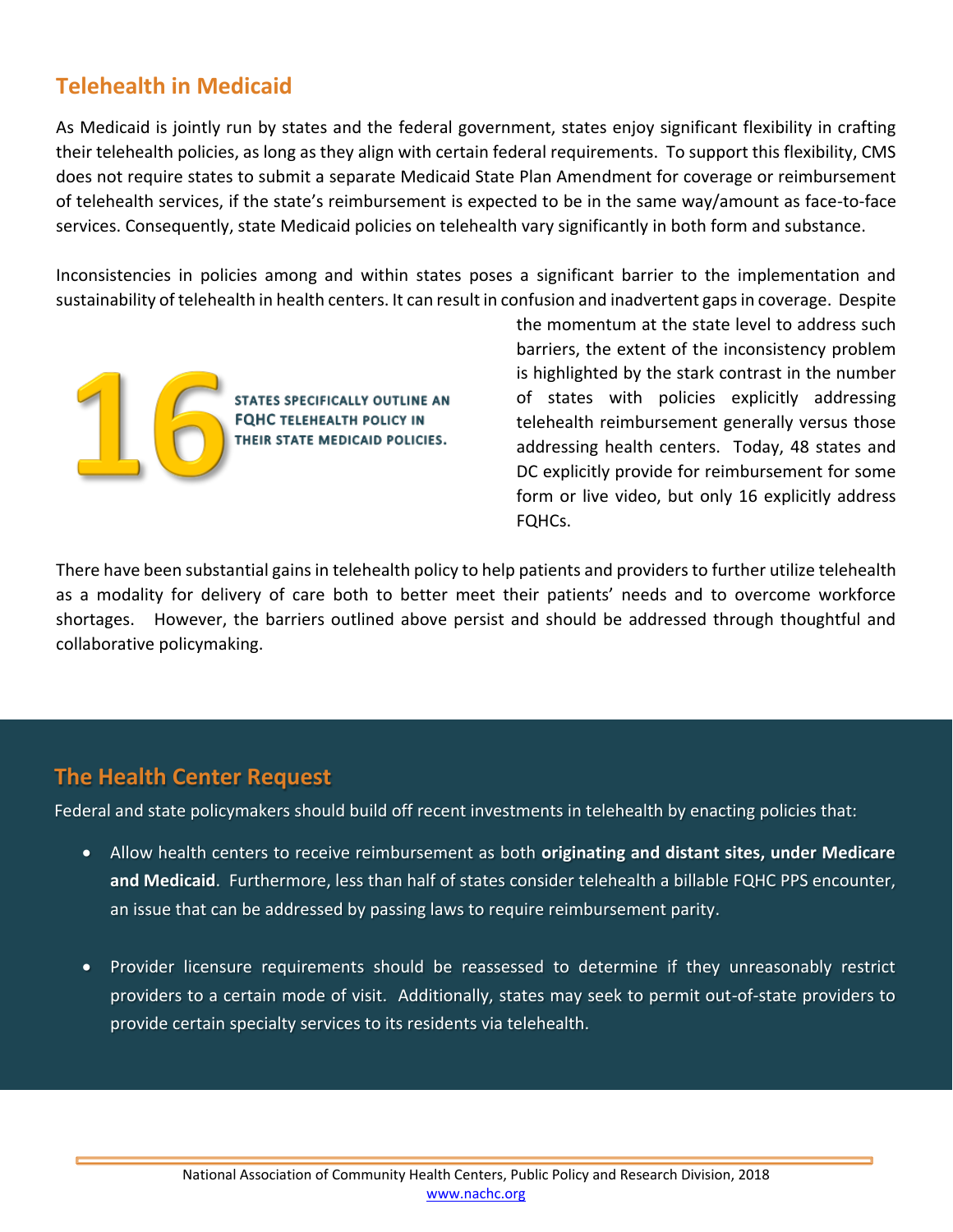## Telehealth in Medicaid

As Medicaid is jointly run by states and the federal government, states enjoy significant flexibility in crafting their telehealth policies, as long as they align with certain federal requirements. To support this flexibility, CMS does not require states to submit a separate Medicaid State Plan Amendment for coverage or reimbursement of telehealth services, if the state's reimbursement is expected to be in the same way/amount as face-to-face services. Consequently, state Medicaid policies on telehealth vary significantly in both form and substance.

Inconsistencies in policies among and within states poses a significant barrier to the implementation and sustainability of telehealth in health centers. It can result in confusion and inadvertent gaps in coverage. Despite the momentum at the state level to address such barriers, the extent of the inconsistency problem is highlighted by the stark contrast in the number of states with policies explicitly addressing telehealth reimbursement generally versus those addressing health centers. Today, 48 states and DC explicitly provide for reimbursement for some form or live video, but only 16 explicitly address FQHCs.

**16** STATES SPECIFICALLY OUTLINE AN FQHC TELEHEALTH POLICY IN THEIR STATE MEDICAID POLICIES.

There have been substantial gains in telehealth policy to help patients and providers to further utilize telehealth as a modality for delivery of care both to better meet their patients' needs and to overcome workforce shortages. However, the barriers outlined above persist and should be addressed through thoughtful and collaborative policymaking.

## The Health Center Request

Federal and state policymakers should build off recent investments in telehealth by enacting policies that:

- Allow health centers to receive reimbursement as both **originating and distant sites, under Medicare and Medicaid**. Furthermore, less than half of states consider telehealth a billable FQHC PPS encounter, an issue that can be addressed by passing laws to require reimbursement parity.
- Provider licensure requirements should be reassessed to determine if they unreasonably restrict providers to a certain mode of visit. Additionally, states may seek to permit out-of-state providers to provide certain specialty services to its residents via telehealth.

National Association of Community Health Centers, Public Policy and Research Division, 2018
www.nachc.org